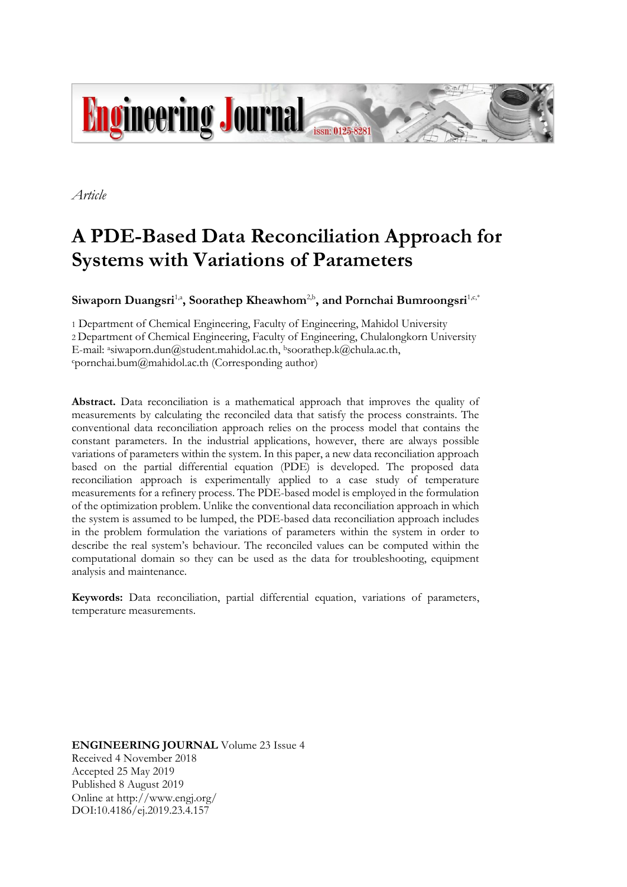*Article*

# A PDE-Based Data Reconciliation Approach for Systems with Variations of Parameters

**Siwaporn Duangsri[1,a], Soorathep Kheawhom[2,b], and Pornchai Bumroongsri[1,c,*]**

1 Department of Chemical Engineering, Faculty of Engineering, Mahidol University
2 Department of Chemical Engineering, Faculty of Engineering, Chulalongkorn University
E-mail: [a]siwaporn.dun@student.mahidol.ac.th, [b]soorathep.k@chula.ac.th, [c]pornchai.bum@mahidol.ac.th (Corresponding author)

**Abstract.** Data reconciliation is a mathematical approach that improves the quality of measurements by calculating the reconciled data that satisfy the process constraints. The conventional data reconciliation approach relies on the process model that contains the constant parameters. In the industrial applications, however, there are always possible variations of parameters within the system. In this paper, a new data reconciliation approach based on the partial differential equation (PDE) is developed. The proposed data reconciliation approach is experimentally applied to a case study of temperature measurements for a refinery process. The PDE-based model is employed in the formulation of the optimization problem. Unlike the conventional data reconciliation approach in which the system is assumed to be lumped, the PDE-based data reconciliation approach includes in the problem formulation the variations of parameters within the system in order to describe the real system's behaviour. The reconciled values can be computed within the computational domain so they can be used as the data for troubleshooting, equipment analysis and maintenance.

**Keywords:** Data reconciliation, partial differential equation, variations of parameters, temperature measurements.

**ENGINEERING JOURNAL** Volume 23 Issue 4
Received 4 November 2018
Accepted 25 May 2019
Published 8 August 2019
Online at http://www.engj.org/
DOI:10.4186/ej.2019.23.4.157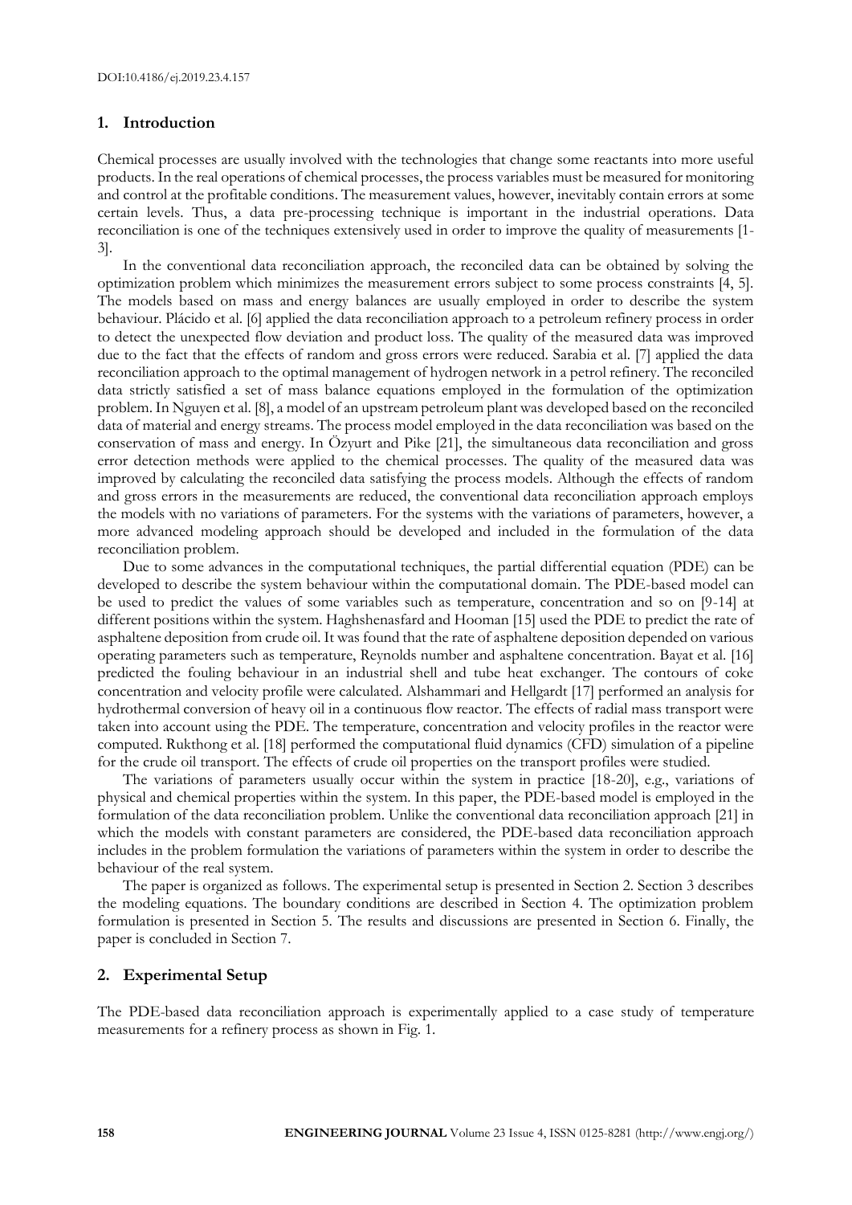DOI:10.4186/ej.2019.23.4.157

## 1. Introduction

Chemical processes are usually involved with the technologies that change some reactants into more useful products. In the real operations of chemical processes, the process variables must be measured for monitoring and control at the profitable conditions. The measurement values, however, inevitably contain errors at some certain levels. Thus, a data pre-processing technique is important in the industrial operations. Data reconciliation is one of the techniques extensively used in order to improve the quality of measurements [1-3].

In the conventional data reconciliation approach, the reconciled data can be obtained by solving the optimization problem which minimizes the measurement errors subject to some process constraints [4, 5]. The models based on mass and energy balances are usually employed in order to describe the system behaviour. Plácido et al. [6] applied the data reconciliation approach to a petroleum refinery process in order to detect the unexpected flow deviation and product loss. The quality of the measured data was improved due to the fact that the effects of random and gross errors were reduced. Sarabia et al. [7] applied the data reconciliation approach to the optimal management of hydrogen network in a petrol refinery. The reconciled data strictly satisfied a set of mass balance equations employed in the formulation of the optimization problem. In Nguyen et al. [8], a model of an upstream petroleum plant was developed based on the reconciled data of material and energy streams. The process model employed in the data reconciliation was based on the conservation of mass and energy. In Özyurt and Pike [21], the simultaneous data reconciliation and gross error detection methods were applied to the chemical processes. The quality of the measured data was improved by calculating the reconciled data satisfying the process models. Although the effects of random and gross errors in the measurements are reduced, the conventional data reconciliation approach employs the models with no variations of parameters. For the systems with the variations of parameters, however, a more advanced modeling approach should be developed and included in the formulation of the data reconciliation problem.

Due to some advances in the computational techniques, the partial differential equation (PDE) can be developed to describe the system behaviour within the computational domain. The PDE-based model can be used to predict the values of some variables such as temperature, concentration and so on [9-14] at different positions within the system. Haghshenasfard and Hooman [15] used the PDE to predict the rate of asphaltene deposition from crude oil. It was found that the rate of asphaltene deposition depended on various operating parameters such as temperature, Reynolds number and asphaltene concentration. Bayat et al. [16] predicted the fouling behaviour in an industrial shell and tube heat exchanger. The contours of coke concentration and velocity profile were calculated. Alshammari and Hellgardt [17] performed an analysis for hydrothermal conversion of heavy oil in a continuous flow reactor. The effects of radial mass transport were taken into account using the PDE. The temperature, concentration and velocity profiles in the reactor were computed. Rukthong et al. [18] performed the computational fluid dynamics (CFD) simulation of a pipeline for the crude oil transport. The effects of crude oil properties on the transport profiles were studied.

The variations of parameters usually occur within the system in practice [18-20], e.g., variations of physical and chemical properties within the system. In this paper, the PDE-based model is employed in the formulation of the data reconciliation problem. Unlike the conventional data reconciliation approach [21] in which the models with constant parameters are considered, the PDE-based data reconciliation approach includes in the problem formulation the variations of parameters within the system in order to describe the behaviour of the real system.

The paper is organized as follows. The experimental setup is presented in Section 2. Section 3 describes the modeling equations. The boundary conditions are described in Section 4. The optimization problem formulation is presented in Section 5. The results and discussions are presented in Section 6. Finally, the paper is concluded in Section 7.

## 2. Experimental Setup

The PDE-based data reconciliation approach is experimentally applied to a case study of temperature measurements for a refinery process as shown in Fig. 1.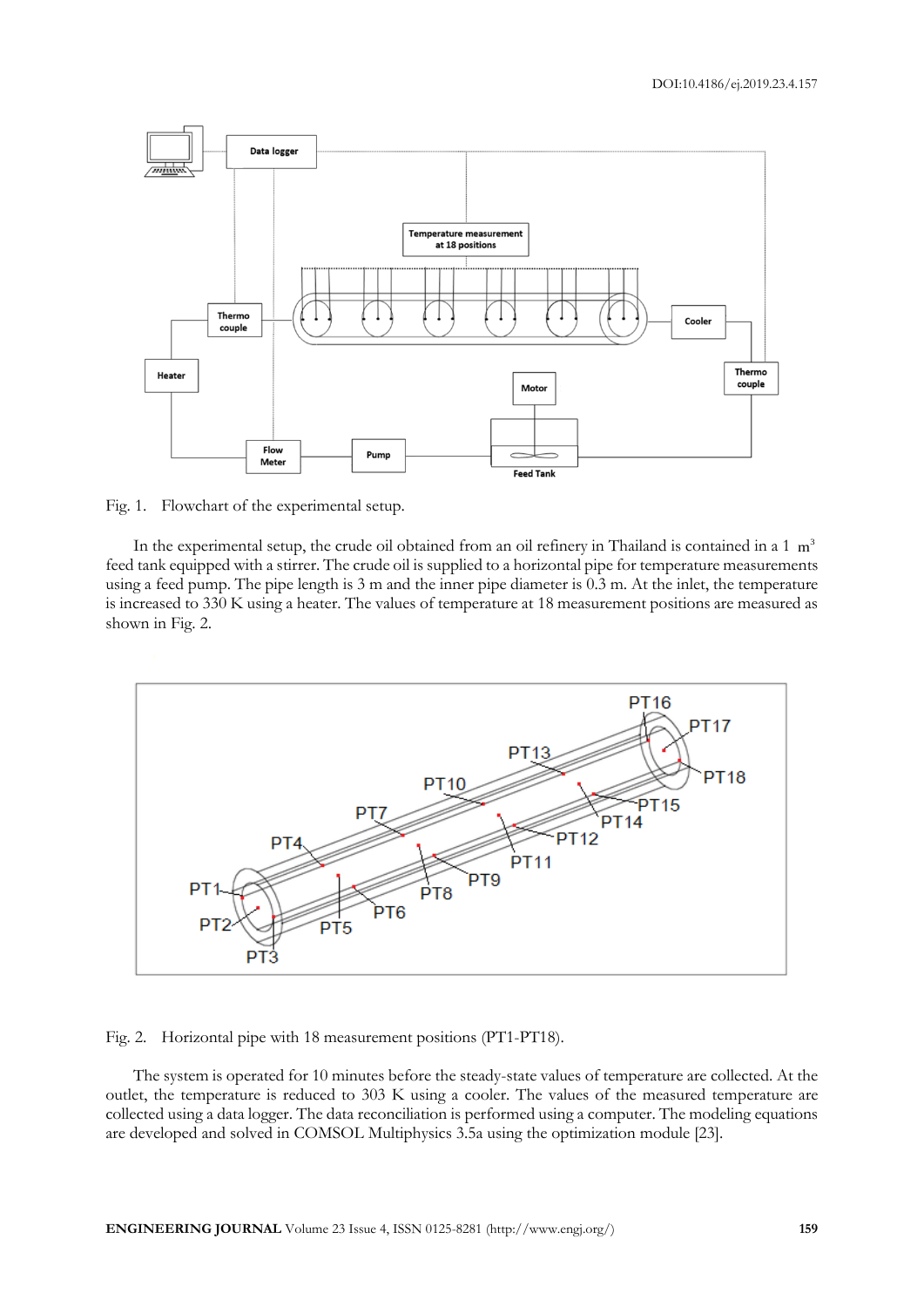Fig. 1. Flowchart of the experimental setup.

In the experimental setup, the crude oil obtained from an oil refinery in Thailand is contained in a 1 $m^3$ feed tank equipped with a stirrer. The crude oil is supplied to a horizontal pipe for temperature measurements using a feed pump. The pipe length is 3 m and the inner pipe diameter is 0.3 m. At the inlet, the temperature is increased to 330 K using a heater. The values of temperature at 18 measurement positions are measured as shown in Fig. 2.

Fig. 2. Horizontal pipe with 18 measurement positions (PT1-PT18).

The system is operated for 10 minutes before the steady-state values of temperature are collected. At the outlet, the temperature is reduced to 303 K using a cooler. The values of the measured temperature are collected using a data logger. The data reconciliation is performed using a computer. The modeling equations are developed and solved in COMSOL Multiphysics 3.5a using the optimization module [23].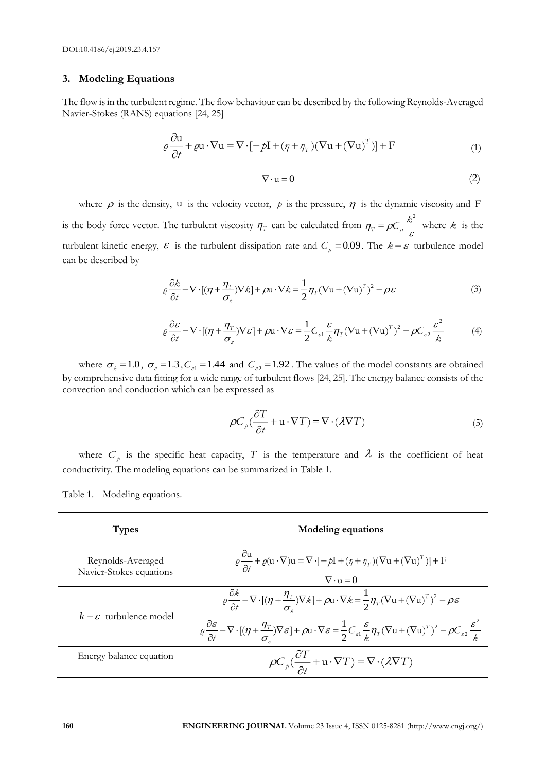## 3. Modeling Equations

The flow is in the turbulent regime. The flow behaviour can be described by the following Reynolds-Averaged Navier-Stokes (RANS) equations [24, 25]

$$\rho\frac{\partial \mathrm{u}}{\partial t} + \rho \mathrm{u}\cdot\nabla \mathrm{u} = \nabla\cdot[-p\mathrm{I} + (\eta+\eta_T)(\nabla \mathrm{u} + (\nabla \mathrm{u})^T)] + \mathrm{F} \tag{1}$$

$$\nabla\cdot \mathrm{u} = 0 \tag{2}$$

where $\rho$ is the density, $\mathrm{u}$ is the velocity vector, $p$ is the pressure, $\eta$ is the dynamic viscosity and $\mathrm{F}$ is the body force vector. The turbulent viscosity $\eta_T$ can be calculated from $\eta_T = \rho C_\mu \frac{k^2}{\varepsilon}$ where $k$ is the turbulent kinetic energy, $\varepsilon$ is the turbulent dissipation rate and $C_\mu = 0.09$. The $k-\varepsilon$ turbulence model can be described by

$$\rho\frac{\partial k}{\partial t} - \nabla\cdot[(\eta + \frac{\eta_T}{\sigma_k})\nabla k] + \rho\mathrm{u}\cdot\nabla k = \frac{1}{2}\eta_T(\nabla \mathrm{u} + (\nabla \mathrm{u})^T)^2 - \rho\varepsilon \tag{3}$$

$$\rho\frac{\partial \varepsilon}{\partial t} - \nabla\cdot[(\eta + \frac{\eta_T}{\sigma_\varepsilon})\nabla \varepsilon] + \rho\mathrm{u}\cdot\nabla \varepsilon = \frac{1}{2}C_{\varepsilon 1}\frac{\varepsilon}{k}\eta_T(\nabla \mathrm{u} + (\nabla \mathrm{u})^T)^2 - \rho C_{\varepsilon 2}\frac{\varepsilon^2}{k} \tag{4}$$

where $\sigma_k = 1.0$, $\sigma_\varepsilon = 1.3$, $C_{\varepsilon 1} = 1.44$ and $C_{\varepsilon 2} = 1.92$. The values of the model constants are obtained by comprehensive data fitting for a wide range of turbulent flows [24, 25]. The energy balance consists of the convection and conduction which can be expressed as

$$\rho C_p(\frac{\partial T}{\partial t} + \mathrm{u}\cdot\nabla T) = \nabla\cdot(\lambda\nabla T) \tag{5}$$

where $C_p$ is the specific heat capacity, $T$ is the temperature and $\lambda$ is the coefficient of heat conductivity. The modeling equations can be summarized in Table 1.

Table 1. Modeling equations.

| Types | Modeling equations |
|---|---|
| Reynolds-Averaged Navier-Stokes equations | $\rho\frac{\partial \mathrm{u}}{\partial t} + \rho(\mathrm{u}\cdot\nabla)\mathrm{u} = \nabla\cdot[-p\mathrm{I} + (\eta+\eta_T)(\nabla \mathrm{u} + (\nabla \mathrm{u})^T)] + \mathrm{F}$ <br> $\nabla\cdot \mathrm{u} = 0$ |
| $k-\varepsilon$ turbulence model | $\rho\frac{\partial k}{\partial t} - \nabla\cdot[(\eta + \frac{\eta_T}{\sigma_k})\nabla k] + \rho\mathrm{u}\cdot\nabla k = \frac{1}{2}\eta_T(\nabla \mathrm{u} + (\nabla \mathrm{u})^T)^2 - \rho\varepsilon$ <br> $\rho\frac{\partial \varepsilon}{\partial t} - \nabla\cdot[(\eta + \frac{\eta_T}{\sigma_\varepsilon})\nabla \varepsilon] + \rho\mathrm{u}\cdot\nabla \varepsilon = \frac{1}{2}C_{\varepsilon 1}\frac{\varepsilon}{k}\eta_T(\nabla \mathrm{u} + (\nabla \mathrm{u})^T)^2 - \rho C_{\varepsilon 2}\frac{\varepsilon^2}{k}$ |
| Energy balance equation | $\rho C_p(\frac{\partial T}{\partial t} + \mathrm{u}\cdot\nabla T) = \nabla\cdot(\lambda\nabla T)$ |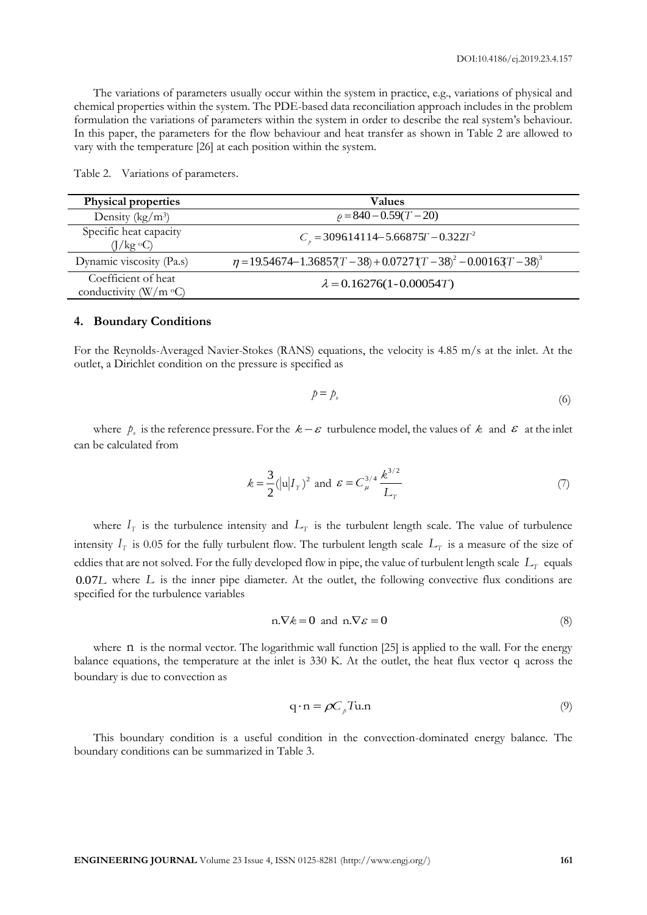The variations of parameters usually occur within the system in practice, e.g., variations of physical and chemical properties within the system. The PDE-based data reconciliation approach includes in the problem formulation the variations of parameters within the system in order to describe the real system's behaviour. In this paper, the parameters for the flow behaviour and heat transfer as shown in Table 2 are allowed to vary with the temperature [26] at each position within the system.

Table 2. Variations of parameters.

| Physical properties | Values |
| --- | --- |
| Density (kg/m$^3$) | $\rho = 840 - 0.59(T - 20)$ |
| Specific heat capacity (J/kg $^o$C) | $C_p = 309614114 - 5.66875T - 0.322T^2$ |
| Dynamic viscosity (Pa.s) | $\eta = 19.54674 - 1.36857(T-38) + 0.07271(T-38)^2 - 0.00163(T-38)^3$ |
| Coefficient of heat conductivity (W/m $^o$C) | $\lambda = 0.16276(1 - 0.00054T)$ |

## 4. Boundary Conditions

For the Reynolds-Averaged Navier-Stokes (RANS) equations, the velocity is 4.85 m/s at the inlet. At the outlet, a Dirichlet condition on the pressure is specified as

$$p = p_o \tag{6}$$

where $p_o$ is the reference pressure. For the $k-\varepsilon$ turbulence model, the values of $k$ and $\varepsilon$ at the inlet can be calculated from

$$k = \frac{3}{2}(|\mathrm{u}|I_T)^2 \text{ and } \varepsilon = C_\mu^{3/4}\frac{k^{3/2}}{L_T} \tag{7}$$

where $I_T$ is the turbulence intensity and $L_T$ is the turbulent length scale. The value of turbulence intensity $I_T$ is 0.05 for the fully turbulent flow. The turbulent length scale $L_T$ is a measure of the size of eddies that are not solved. For the fully developed flow in pipe, the value of turbulent length scale $L_T$ equals $0.07L$ where $L$ is the inner pipe diameter. At the outlet, the following convective flux conditions are specified for the turbulence variables

$$\mathrm{n}.\nabla k = 0 \text{ and } \mathrm{n}.\nabla\varepsilon = 0 \tag{8}$$

where $\mathrm{n}$ is the normal vector. The logarithmic wall function [25] is applied to the wall. For the energy balance equations, the temperature at the inlet is 330 K. At the outlet, the heat flux vector $\mathrm{q}$ across the boundary is due to convection as

$$\mathrm{q}\cdot\mathrm{n} = \rho C_p T\mathrm{u}.\mathrm{n} \tag{9}$$

This boundary condition is a useful condition in the convection-dominated energy balance. The boundary conditions can be summarized in Table 3.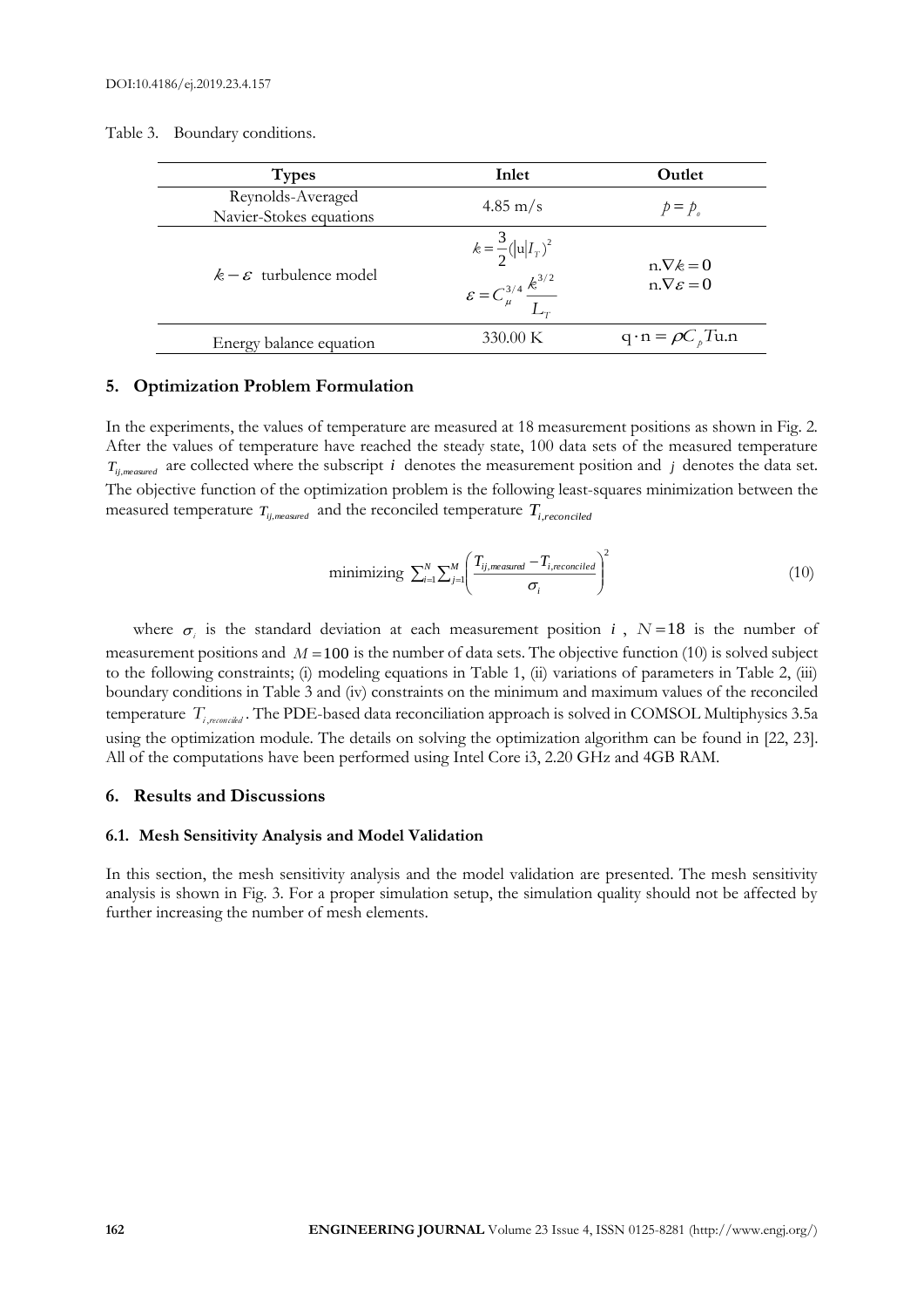Table 3. Boundary conditions.

| Types | Inlet | Outlet |
|---|---|---|
| Reynolds-Averaged Navier-Stokes equations | 4.85 m/s | $p = p_o$ |
| $k-\varepsilon$ turbulence model | $k = \frac{3}{2}(\lvert u \rvert I_T)^2$ <br> $\varepsilon = C_\mu^{3/4} \frac{k^{3/2}}{L_T}$ | $n.\nabla k = 0$ <br> $n.\nabla \varepsilon = 0$ |
| Energy balance equation | 330.00 K | $q \cdot n = \rho C_p T u.n$ |

## 5. Optimization Problem Formulation

In the experiments, the values of temperature are measured at 18 measurement positions as shown in Fig. 2. After the values of temperature have reached the steady state, 100 data sets of the measured temperature $T_{ij,measured}$ are collected where the subscript $i$ denotes the measurement position and $j$ denotes the data set. The objective function of the optimization problem is the following least-squares minimization between the measured temperature $T_{ij,measured}$ and the reconciled temperature $T_{i,reconciled}$

$$\text{minimizing } \sum_{i=1}^{N}\sum_{j=1}^{M}\left(\frac{T_{ij,measured}-T_{i,reconciled}}{\sigma_i}\right)^2 \tag{10}$$

where $\sigma_i$ is the standard deviation at each measurement position $i$, $N = 18$ is the number of measurement positions and $M = 100$ is the number of data sets. The objective function (10) is solved subject to the following constraints; (i) modeling equations in Table 1, (ii) variations of parameters in Table 2, (iii) boundary conditions in Table 3 and (iv) constraints on the minimum and maximum values of the reconciled temperature $T_{i,reconciled}$. The PDE-based data reconciliation approach is solved in COMSOL Multiphysics 3.5a using the optimization module. The details on solving the optimization algorithm can be found in [22, 23]. All of the computations have been performed using Intel Core i3, 2.20 GHz and 4GB RAM.

## 6. Results and Discussions

### 6.1. Mesh Sensitivity Analysis and Model Validation

In this section, the mesh sensitivity analysis and the model validation are presented. The mesh sensitivity analysis is shown in Fig. 3. For a proper simulation setup, the simulation quality should not be affected by further increasing the number of mesh elements.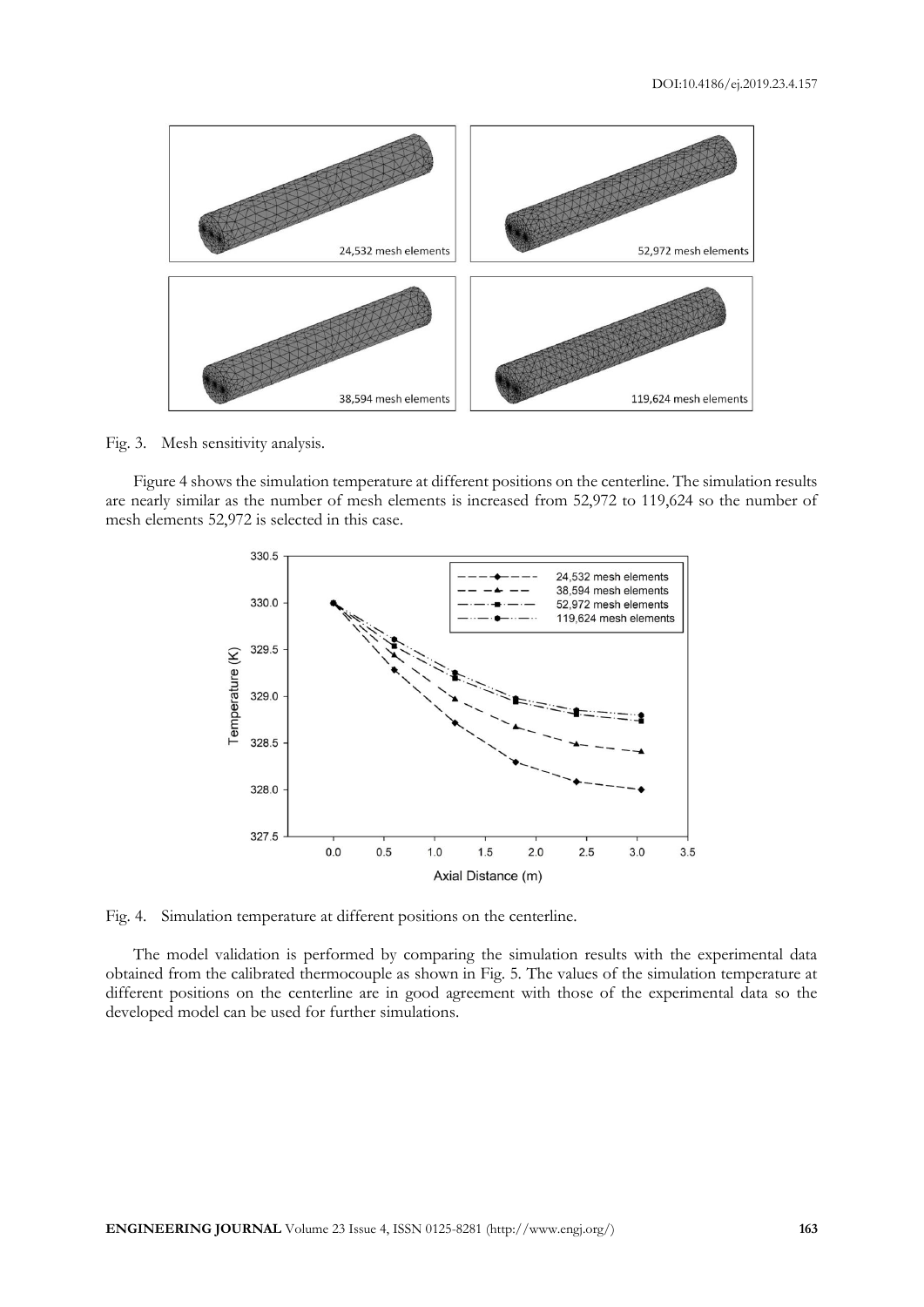Fig. 3. Mesh sensitivity analysis.

Figure 4 shows the simulation temperature at different positions on the centerline. The simulation results are nearly similar as the number of mesh elements is increased from 52,972 to 119,624 so the number of mesh elements 52,972 is selected in this case.

Fig. 4. Simulation temperature at different positions on the centerline.

The model validation is performed by comparing the simulation results with the experimental data obtained from the calibrated thermocouple as shown in Fig. 5. The values of the simulation temperature at different positions on the centerline are in good agreement with those of the experimental data so the developed model can be used for further simulations.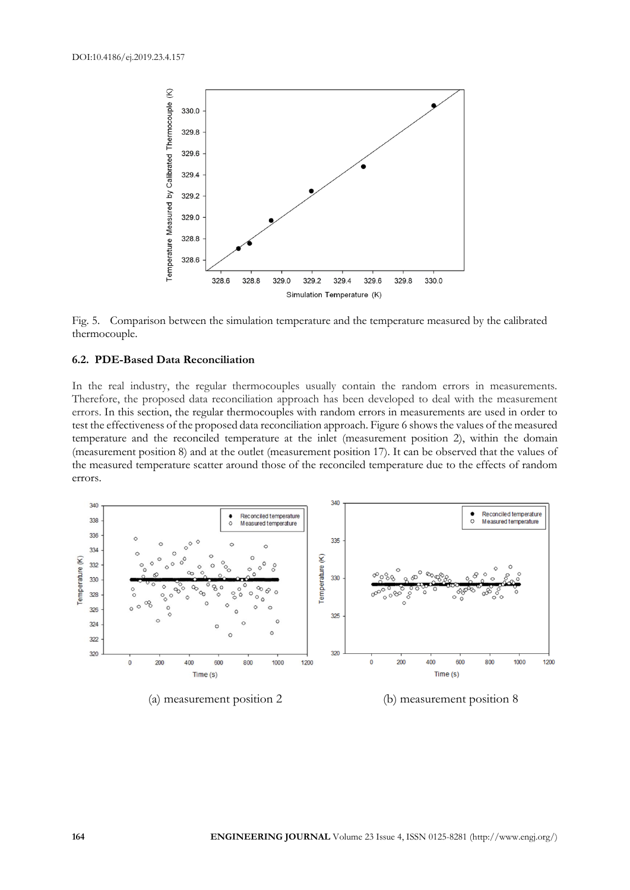Fig. 5. Comparison between the simulation temperature and the temperature measured by the calibrated thermocouple.

### 6.2. PDE-Based Data Reconciliation

In the real industry, the regular thermocouples usually contain the random errors in measurements. Therefore, the proposed data reconciliation approach has been developed to deal with the measurement errors. In this section, the regular thermocouples with random errors in measurements are used in order to test the effectiveness of the proposed data reconciliation approach. Figure 6 shows the values of the measured temperature and the reconciled temperature at the inlet (measurement position 2), within the domain (measurement position 8) and at the outlet (measurement position 17). It can be observed that the values of the measured temperature scatter around those of the reconciled temperature due to the effects of random errors.

(a) measurement position 2

(b) measurement position 8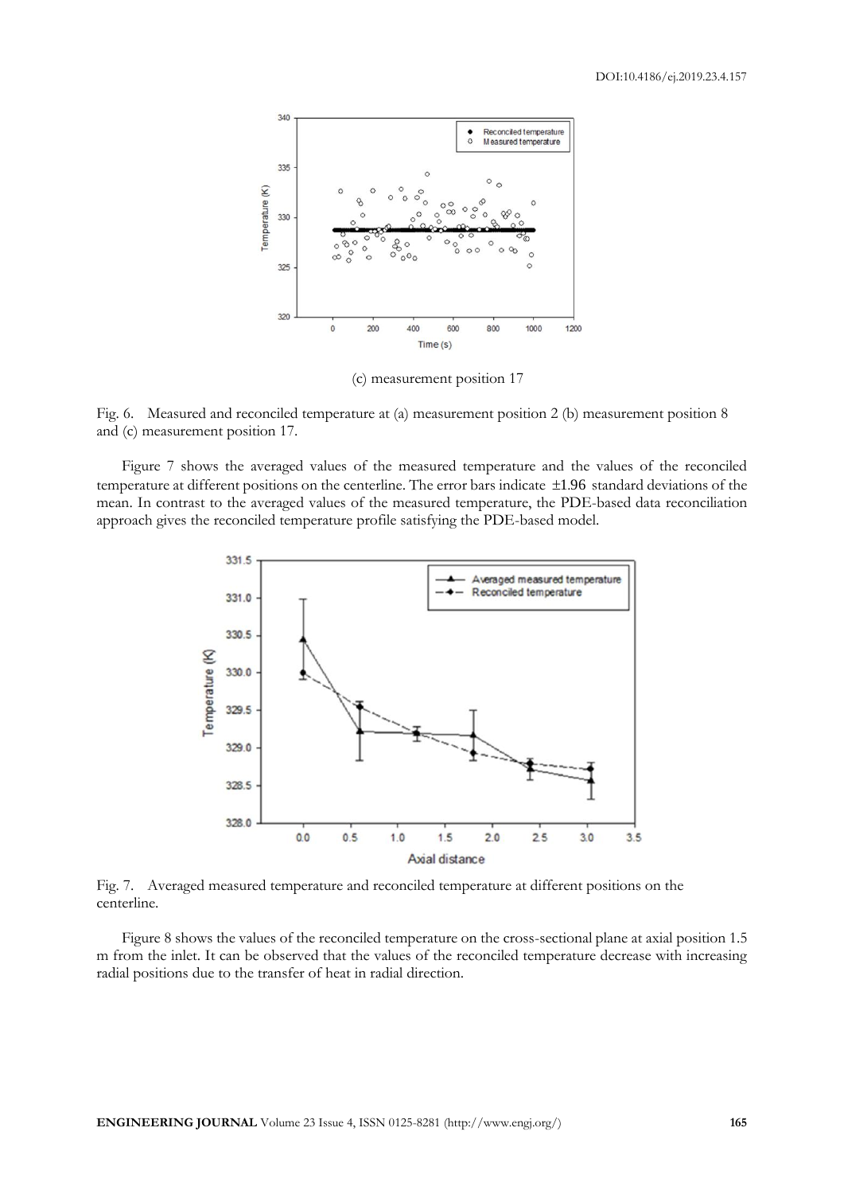(c) measurement position 17

Fig. 6. Measured and reconciled temperature at (a) measurement position 2 (b) measurement position 8 and (c) measurement position 17.

Figure 7 shows the averaged values of the measured temperature and the values of the reconciled temperature at different positions on the centerline. The error bars indicate $\pm 1.96$ standard deviations of the mean. In contrast to the averaged values of the measured temperature, the PDE-based data reconciliation approach gives the reconciled temperature profile satisfying the PDE-based model.

Fig. 7. Averaged measured temperature and reconciled temperature at different positions on the centerline.

Figure 8 shows the values of the reconciled temperature on the cross-sectional plane at axial position 1.5 m from the inlet. It can be observed that the values of the reconciled temperature decrease with increasing radial positions due to the transfer of heat in radial direction.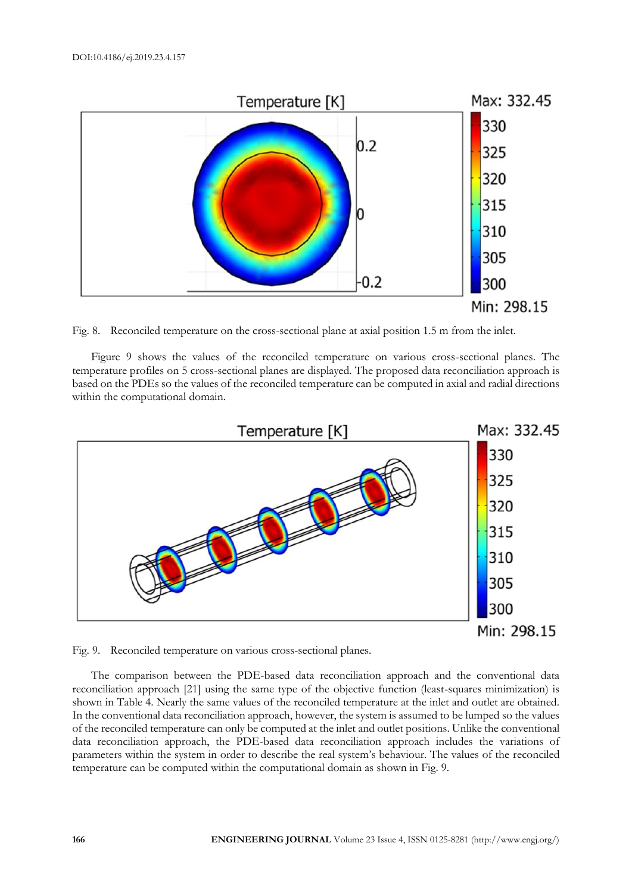Fig. 8. Reconciled temperature on the cross-sectional plane at axial position 1.5 m from the inlet.

Figure 9 shows the values of the reconciled temperature on various cross-sectional planes. The temperature profiles on 5 cross-sectional planes are displayed. The proposed data reconciliation approach is based on the PDEs so the values of the reconciled temperature can be computed in axial and radial directions within the computational domain.

Fig. 9. Reconciled temperature on various cross-sectional planes.

The comparison between the PDE-based data reconciliation approach and the conventional data reconciliation approach [21] using the same type of the objective function (least-squares minimization) is shown in Table 4. Nearly the same values of the reconciled temperature at the inlet and outlet are obtained. In the conventional data reconciliation approach, however, the system is assumed to be lumped so the values of the reconciled temperature can only be computed at the inlet and outlet positions. Unlike the conventional data reconciliation approach, the PDE-based data reconciliation approach includes the variations of parameters within the system in order to describe the real system's behaviour. The values of the reconciled temperature can be computed within the computational domain as shown in Fig. 9.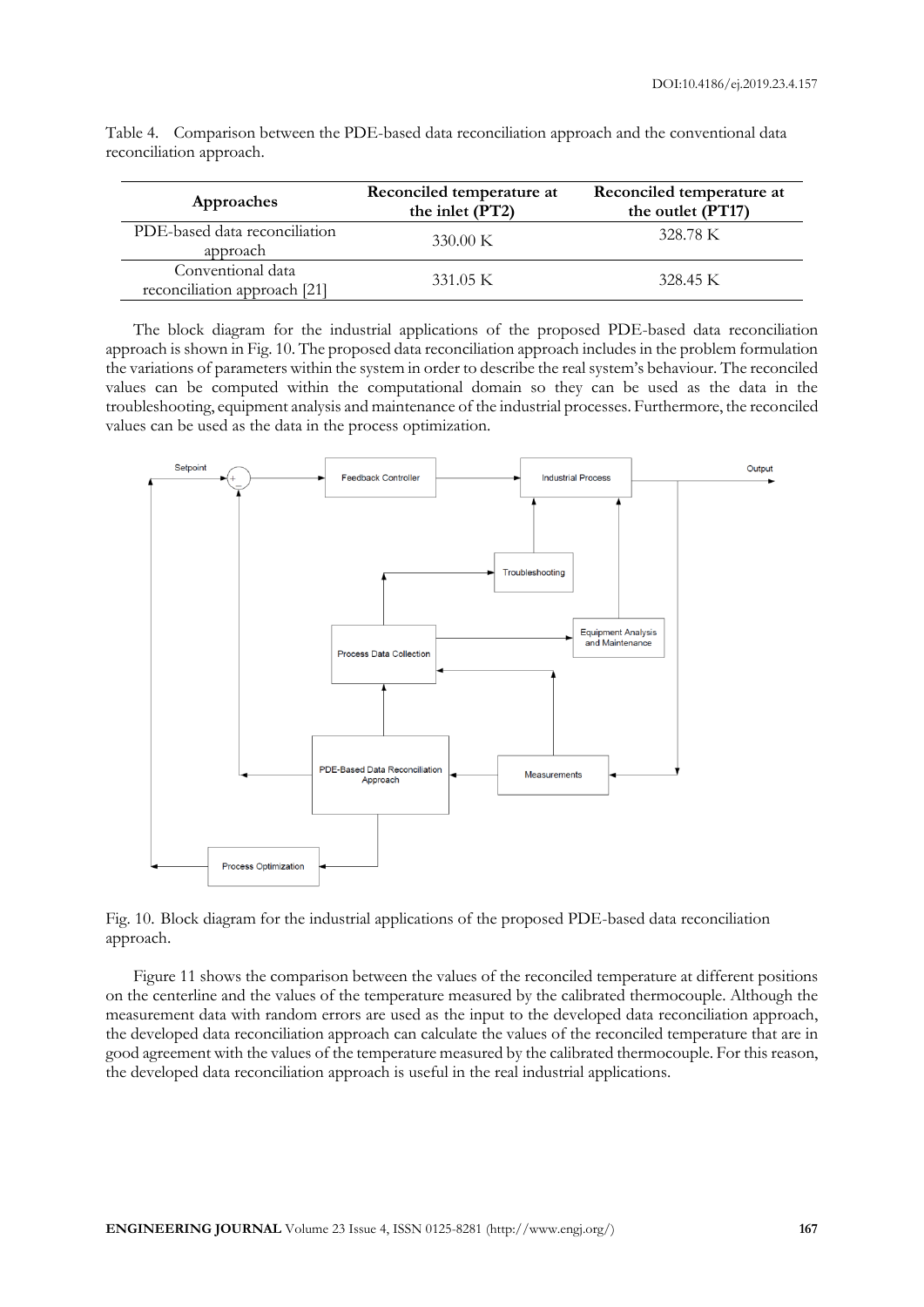Table 4. Comparison between the PDE-based data reconciliation approach and the conventional data reconciliation approach.

| Approaches | Reconciled temperature at the inlet (PT2) | Reconciled temperature at the outlet (PT17) |
|---|---|---|
| PDE-based data reconciliation approach | 330.00 K | 328.78 K |
| Conventional data reconciliation approach [21] | 331.05 K | 328.45 K |

The block diagram for the industrial applications of the proposed PDE-based data reconciliation approach is shown in Fig. 10. The proposed data reconciliation approach includes in the problem formulation the variations of parameters within the system in order to describe the real system's behaviour. The reconciled values can be computed within the computational domain so they can be used as the data in the troubleshooting, equipment analysis and maintenance of the industrial processes. Furthermore, the reconciled values can be used as the data in the process optimization.

Fig. 10. Block diagram for the industrial applications of the proposed PDE-based data reconciliation approach.

Figure 11 shows the comparison between the values of the reconciled temperature at different positions on the centerline and the values of the temperature measured by the calibrated thermocouple. Although the measurement data with random errors are used as the input to the developed data reconciliation approach, the developed data reconciliation approach can calculate the values of the reconciled temperature that are in good agreement with the values of the temperature measured by the calibrated thermocouple. For this reason, the developed data reconciliation approach is useful in the real industrial applications.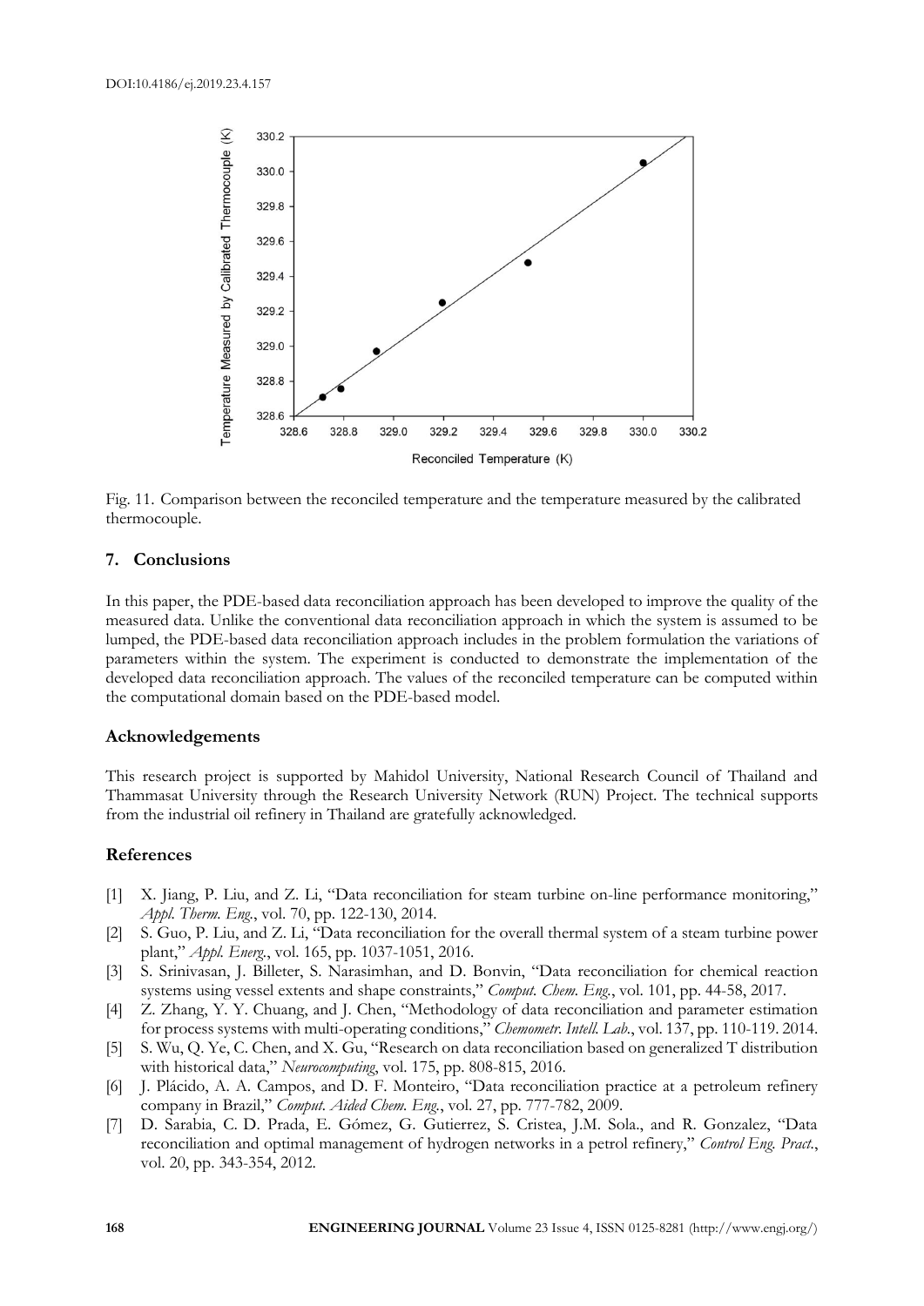Fig. 11. Comparison between the reconciled temperature and the temperature measured by the calibrated thermocouple.

## 7. Conclusions

In this paper, the PDE-based data reconciliation approach has been developed to improve the quality of the measured data. Unlike the conventional data reconciliation approach in which the system is assumed to be lumped, the PDE-based data reconciliation approach includes in the problem formulation the variations of parameters within the system. The experiment is conducted to demonstrate the implementation of the developed data reconciliation approach. The values of the reconciled temperature can be computed within the computational domain based on the PDE-based model.

## Acknowledgements

This research project is supported by Mahidol University, National Research Council of Thailand and Thammasat University through the Research University Network (RUN) Project. The technical supports from the industrial oil refinery in Thailand are gratefully acknowledged.

## References

[1] X. Jiang, P. Liu, and Z. Li, "Data reconciliation for steam turbine on-line performance monitoring," *Appl. Therm. Eng.*, vol. 70, pp. 122-130, 2014.

[2] S. Guo, P. Liu, and Z. Li, "Data reconciliation for the overall thermal system of a steam turbine power plant," *Appl. Energ.*, vol. 165, pp. 1037-1051, 2016.

[3] S. Srinivasan, J. Billeter, S. Narasimhan, and D. Bonvin, "Data reconciliation for chemical reaction systems using vessel extents and shape constraints," *Comput. Chem. Eng.*, vol. 101, pp. 44-58, 2017.

[4] Z. Zhang, Y. Y. Chuang, and J. Chen, "Methodology of data reconciliation and parameter estimation for process systems with multi-operating conditions," *Chemometr. Intell. Lab.*, vol. 137, pp. 110-119. 2014.

[5] S. Wu, Q. Ye, C. Chen, and X. Gu, "Research on data reconciliation based on generalized T distribution with historical data," *Neurocomputing*, vol. 175, pp. 808-815, 2016.

[6] J. Plácido, A. A. Campos, and D. F. Monteiro, "Data reconciliation practice at a petroleum refinery company in Brazil," *Comput. Aided Chem. Eng.*, vol. 27, pp. 777-782, 2009.

[7] D. Sarabia, C. D. Prada, E. Gómez, G. Gutierrez, S. Cristea, J.M. Sola., and R. Gonzalez, "Data reconciliation and optimal management of hydrogen networks in a petrol refinery," *Control Eng. Pract.*, vol. 20, pp. 343-354, 2012.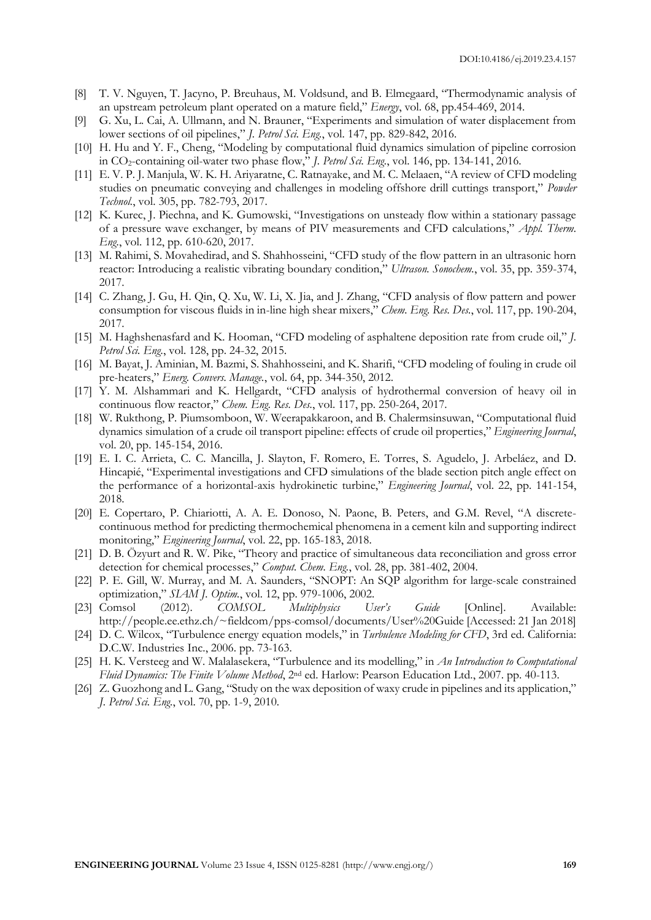[8] T. V. Nguyen, T. Jacyno, P. Breuhaus, M. Voldsund, and B. Elmegaard, "Thermodynamic analysis of an upstream petroleum plant operated on a mature field," *Energy*, vol. 68, pp.454-469, 2014.

[9] G. Xu, L. Cai, A. Ullmann, and N. Brauner, "Experiments and simulation of water displacement from lower sections of oil pipelines," *J. Petrol Sci. Eng.*, vol. 147, pp. 829-842, 2016.

[10] H. Hu and Y. F., Cheng, "Modeling by computational fluid dynamics simulation of pipeline corrosion in $CO_2$-containing oil-water two phase flow," *J. Petrol Sci. Eng.*, vol. 146, pp. 134-141, 2016.

[11] E. V. P. J. Manjula, W. K. H. Ariyaratne, C. Ratnayake, and M. C. Melaaen, "A review of CFD modeling studies on pneumatic conveying and challenges in modeling offshore drill cuttings transport," *Powder Technol.*, vol. 305, pp. 782-793, 2017.

[12] K. Kurec, J. Piechna, and K. Gumowski, "Investigations on unsteady flow within a stationary passage of a pressure wave exchanger, by means of PIV measurements and CFD calculations," *Appl. Therm. Eng.*, vol. 112, pp. 610-620, 2017.

[13] M. Rahimi, S. Movahedirad, and S. Shahhosseini, "CFD study of the flow pattern in an ultrasonic horn reactor: Introducing a realistic vibrating boundary condition," *Ultrason. Sonochem.*, vol. 35, pp. 359-374, 2017.

[14] C. Zhang, J. Gu, H. Qin, Q. Xu, W. Li, X. Jia, and J. Zhang, "CFD analysis of flow pattern and power consumption for viscous fluids in in-line high shear mixers," *Chem. Eng. Res. Des.*, vol. 117, pp. 190-204, 2017.

[15] M. Haghshenasfard and K. Hooman, "CFD modeling of asphaltene deposition rate from crude oil," *J. Petrol Sci. Eng.*, vol. 128, pp. 24-32, 2015.

[16] M. Bayat, J. Aminian, M. Bazmi, S. Shahhosseini, and K. Sharifi, "CFD modeling of fouling in crude oil pre-heaters," *Energ. Convers. Manage.*, vol. 64, pp. 344-350, 2012.

[17] Y. M. Alshammari and K. Hellgardt, "CFD analysis of hydrothermal conversion of heavy oil in continuous flow reactor," *Chem. Eng. Res. Des.*, vol. 117, pp. 250-264, 2017.

[18] W. Rukthong, P. Piumsomboon, W. Weerapakkaroon, and B. Chalermsinsuwan, "Computational fluid dynamics simulation of a crude oil transport pipeline: effects of crude oil properties," *Engineering Journal*, vol. 20, pp. 145-154, 2016.

[19] E. I. C. Arrieta, C. C. Mancilla, J. Slayton, F. Romero, E. Torres, S. Agudelo, J. Arbeláez, and D. Hincapié, "Experimental investigations and CFD simulations of the blade section pitch angle effect on the performance of a horizontal-axis hydrokinetic turbine," *Engineering Journal*, vol. 22, pp. 141-154, 2018.

[20] E. Copertaro, P. Chiariotti, A. A. E. Donoso, N. Paone, B. Peters, and G.M. Revel, "A discrete-continuous method for predicting thermochemical phenomena in a cement kiln and supporting indirect monitoring," *Engineering Journal*, vol. 22, pp. 165-183, 2018.

[21] D. B. Özyurt and R. W. Pike, "Theory and practice of simultaneous data reconciliation and gross error detection for chemical processes," *Comput. Chem. Eng.*, vol. 28, pp. 381-402, 2004.

[22] P. E. Gill, W. Murray, and M. A. Saunders, "SNOPT: An SQP algorithm for large-scale constrained optimization," *SIAM J. Optim.*, vol. 12, pp. 979-1006, 2002.

[23] Comsol (2012). *COMSOL Multiphysics User's Guide* [Online]. Available: http://people.ee.ethz.ch/~fieldcom/pps-comsol/documents/User%20Guide [Accessed: 21 Jan 2018]

[24] D. C. Wilcox, "Turbulence energy equation models," in *Turbulence Modeling for CFD*, 3rd ed. California: D.C.W. Industries Inc., 2006. pp. 73-163.

[25] H. K. Versteeg and W. Malalasekera, "Turbulence and its modelling," in *An Introduction to Computational Fluid Dynamics: The Finite Volume Method*, 2nd ed. Harlow: Pearson Education Ltd., 2007. pp. 40-113.

[26] Z. Guozhong and L. Gang, "Study on the wax deposition of waxy crude in pipelines and its application," *J. Petrol Sci. Eng.*, vol. 70, pp. 1-9, 2010.